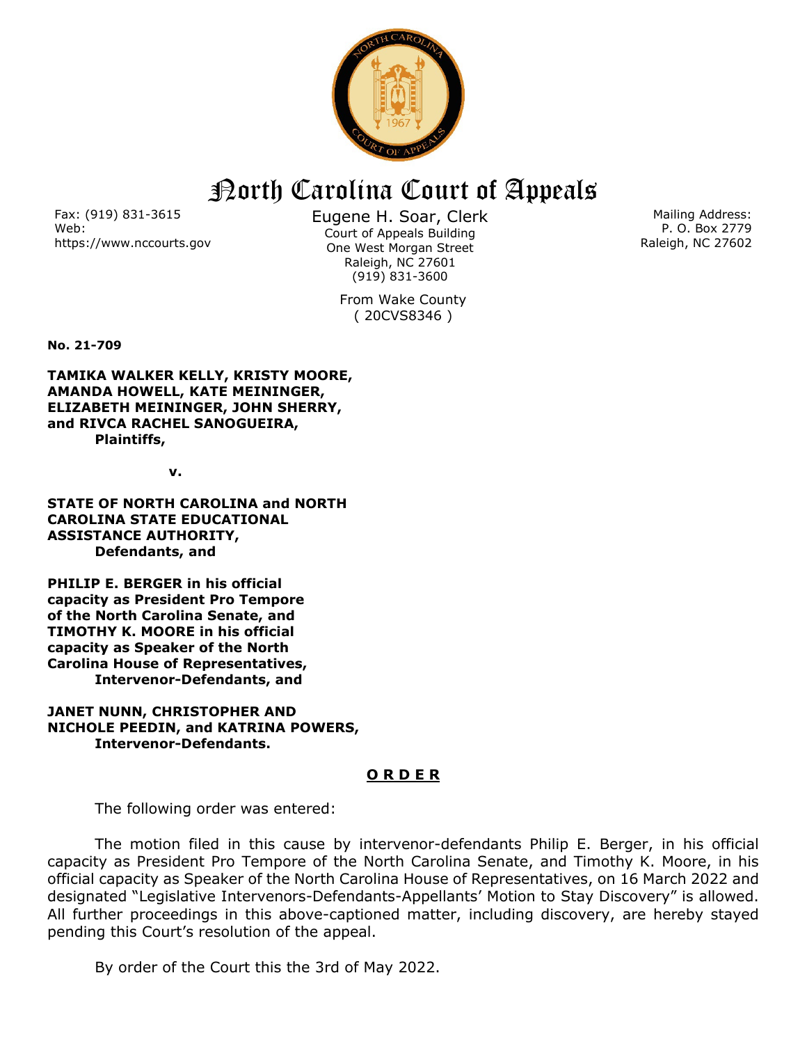# North Carolina Court of Appeals

Fax: (919) 831-3615
Web:
https://www.nccourts.gov

Eugene H. Soar, Clerk
Court of Appeals Building
One West Morgan Street
Raleigh, NC 27601
(919) 831-3600

Mailing Address:
P. O. Box 2779
Raleigh, NC 27602

From Wake County
( 20CVS8346 )

**No. 21-709**

**TAMIKA WALKER KELLY, KRISTY MOORE, AMANDA HOWELL, KATE MEININGER, ELIZABETH MEININGER, JOHN SHERRY, and RIVCA RACHEL SANOGUEIRA,**
**Plaintiffs,**

**v.**

**STATE OF NORTH CAROLINA and NORTH CAROLINA STATE EDUCATIONAL ASSISTANCE AUTHORITY,**
**Defendants, and**

**PHILIP E. BERGER in his official capacity as President Pro Tempore of the North Carolina Senate, and TIMOTHY K. MOORE in his official capacity as Speaker of the North Carolina House of Representatives,**
**Intervenor-Defendants, and**

**JANET NUNN, CHRISTOPHER AND NICHOLE PEEDIN, and KATRINA POWERS,**
**Intervenor-Defendants.**

## O R D E R

The following order was entered:

The motion filed in this cause by intervenor-defendants Philip E. Berger, in his official capacity as President Pro Tempore of the North Carolina Senate, and Timothy K. Moore, in his official capacity as Speaker of the North Carolina House of Representatives, on 16 March 2022 and designated "Legislative Intervenors-Defendants-Appellants' Motion to Stay Discovery" is allowed. All further proceedings in this above-captioned matter, including discovery, are hereby stayed pending this Court's resolution of the appeal.

By order of the Court this the 3rd of May 2022.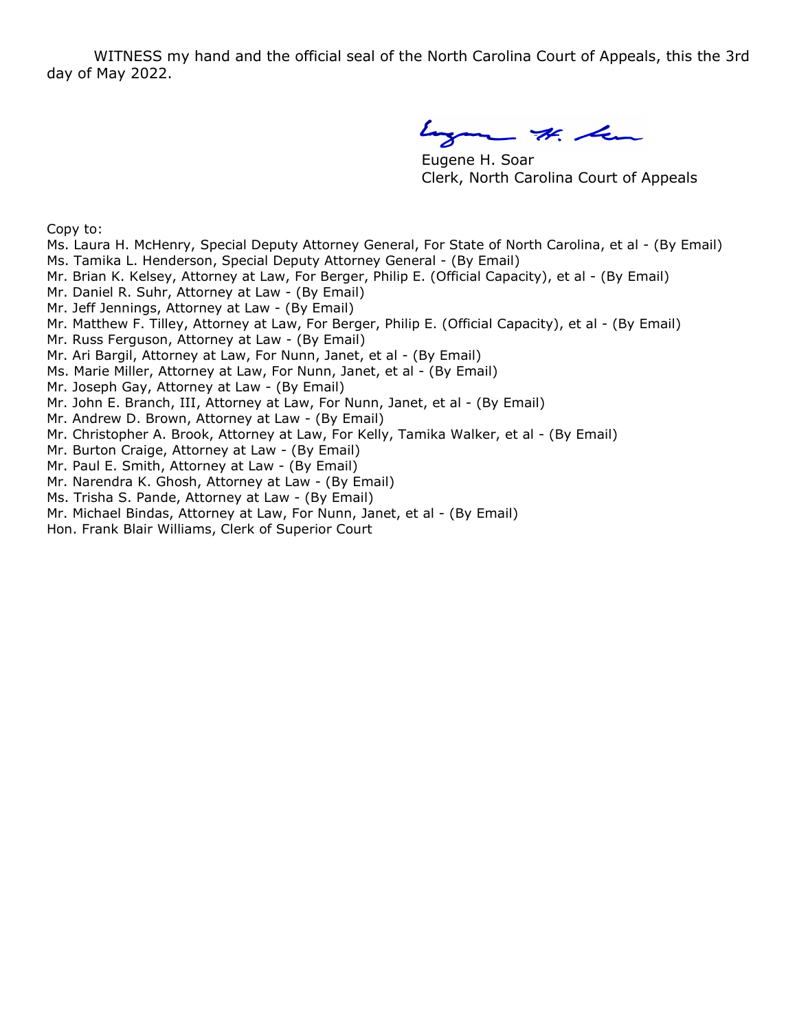WITNESS my hand and the official seal of the North Carolina Court of Appeals, this the 3rd day of May 2022.

Eugene H. Soar
Clerk, North Carolina Court of Appeals

Copy to:
Ms. Laura H. McHenry, Special Deputy Attorney General, For State of North Carolina, et al - (By Email)
Ms. Tamika L. Henderson, Special Deputy Attorney General - (By Email)
Mr. Brian K. Kelsey, Attorney at Law, For Berger, Philip E. (Official Capacity), et al - (By Email)
Mr. Daniel R. Suhr, Attorney at Law - (By Email)
Mr. Jeff Jennings, Attorney at Law - (By Email)
Mr. Matthew F. Tilley, Attorney at Law, For Berger, Philip E. (Official Capacity), et al - (By Email)
Mr. Russ Ferguson, Attorney at Law - (By Email)
Mr. Ari Bargil, Attorney at Law, For Nunn, Janet, et al - (By Email)
Ms. Marie Miller, Attorney at Law, For Nunn, Janet, et al - (By Email)
Mr. Joseph Gay, Attorney at Law - (By Email)
Mr. John E. Branch, III, Attorney at Law, For Nunn, Janet, et al - (By Email)
Mr. Andrew D. Brown, Attorney at Law - (By Email)
Mr. Christopher A. Brook, Attorney at Law, For Kelly, Tamika Walker, et al - (By Email)
Mr. Burton Craige, Attorney at Law - (By Email)
Mr. Paul E. Smith, Attorney at Law - (By Email)
Mr. Narendra K. Ghosh, Attorney at Law - (By Email)
Ms. Trisha S. Pande, Attorney at Law - (By Email)
Mr. Michael Bindas, Attorney at Law, For Nunn, Janet, et al - (By Email)
Hon. Frank Blair Williams, Clerk of Superior Court